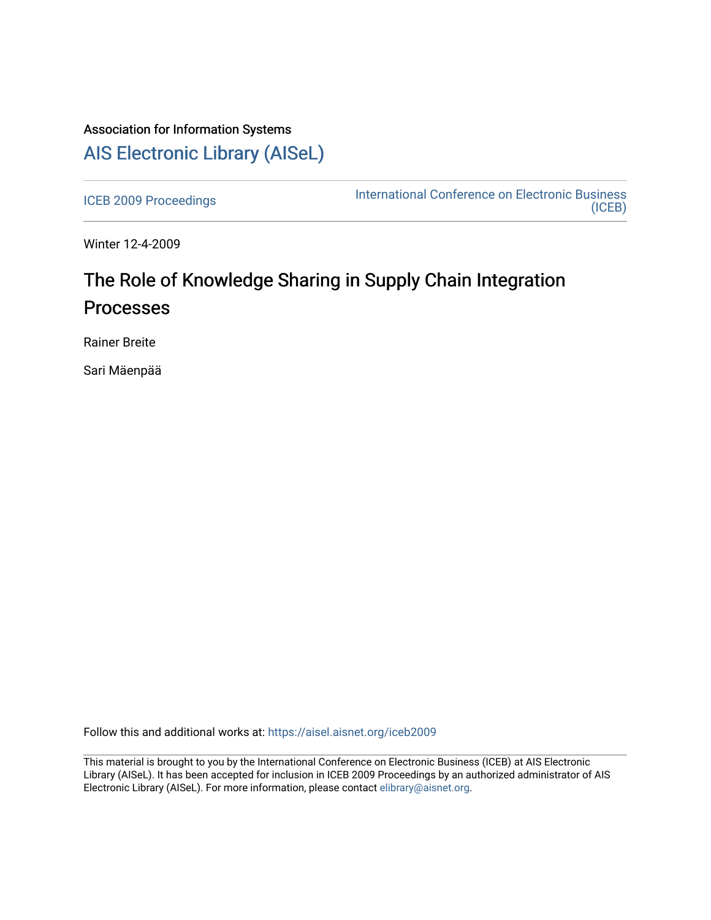Association for Information Systems

# AIS Electronic Library (AISeL)

ICEB 2009 Proceedings

International Conference on Electronic Business (ICEB)

Winter 12-4-2009

## The Role of Knowledge Sharing in Supply Chain Integration Processes

Rainer Breite

Sari Mäenpää

Follow this and additional works at: https://aisel.aisnet.org/iceb2009

This material is brought to you by the International Conference on Electronic Business (ICEB) at AIS Electronic Library (AISeL). It has been accepted for inclusion in ICEB 2009 Proceedings by an authorized administrator of AIS Electronic Library (AISeL). For more information, please contact elibrary@aisnet.org.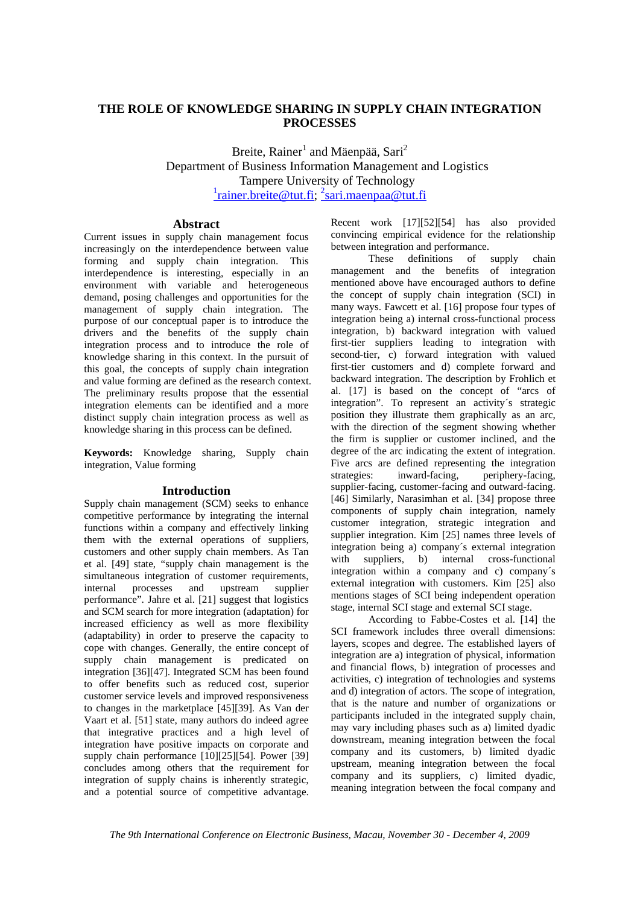# THE ROLE OF KNOWLEDGE SHARING IN SUPPLY CHAIN INTEGRATION PROCESSES

Breite, Rainer[1] and Mäenpää, Sari[2]
Department of Business Information Management and Logistics
Tampere University of Technology
[1]rainer.breite@tut.fi; [2]sari.maenpaa@tut.fi

## Abstract

Current issues in supply chain management focus increasingly on the interdependence between value forming and supply chain integration. This interdependence is interesting, especially in an environment with variable and heterogeneous demand, posing challenges and opportunities for the management of supply chain integration. The purpose of our conceptual paper is to introduce the drivers and the benefits of the supply chain integration process and to introduce the role of knowledge sharing in this context. In the pursuit of this goal, the concepts of supply chain integration and value forming are defined as the research context. The preliminary results propose that the essential integration elements can be identified and a more distinct supply chain integration process as well as knowledge sharing in this process can be defined.

**Keywords:** Knowledge sharing, Supply chain integration, Value forming

## Introduction

Supply chain management (SCM) seeks to enhance competitive performance by integrating the internal functions within a company and effectively linking them with the external operations of suppliers, customers and other supply chain members. As Tan et al. [49] state, "supply chain management is the simultaneous integration of customer requirements, internal processes and upstream supplier performance". Jahre et al. [21] suggest that logistics and SCM search for more integration (adaptation) for increased efficiency as well as more flexibility (adaptability) in order to preserve the capacity to cope with changes. Generally, the entire concept of supply chain management is predicated on integration [36][47]. Integrated SCM has been found to offer benefits such as reduced cost, superior customer service levels and improved responsiveness to changes in the marketplace [45][39]. As Van der Vaart et al. [51] state, many authors do indeed agree that integrative practices and a high level of integration have positive impacts on corporate and supply chain performance [10][25][54]. Power [39] concludes among others that the requirement for integration of supply chains is inherently strategic, and a potential source of competitive advantage. Recent work [17][52][54] has also provided convincing empirical evidence for the relationship between integration and performance.

These definitions of supply chain management and the benefits of integration mentioned above have encouraged authors to define the concept of supply chain integration (SCI) in many ways. Fawcett et al. [16] propose four types of integration being a) internal cross-functional process integration, b) backward integration with valued first-tier suppliers leading to integration with second-tier, c) forward integration with valued first-tier customers and d) complete forward and backward integration. The description by Frohlich et al. [17] is based on the concept of "arcs of integration". To represent an activity´s strategic position they illustrate them graphically as an arc, with the direction of the segment showing whether the firm is supplier or customer inclined, and the degree of the arc indicating the extent of integration. Five arcs are defined representing the integration strategies: inward-facing, periphery-facing, supplier-facing, customer-facing and outward-facing. [46] Similarly, Narasimhan et al. [34] propose three components of supply chain integration, namely customer integration, strategic integration and supplier integration. Kim [25] names three levels of integration being a) company´s external integration with suppliers, b) internal cross-functional integration within a company and c) company´s external integration with customers. Kim [25] also mentions stages of SCI being independent operation stage, internal SCI stage and external SCI stage.

According to Fabbe-Costes et al. [14] the SCI framework includes three overall dimensions: layers, scopes and degree. The established layers of integration are a) integration of physical, information and financial flows, b) integration of processes and activities, c) integration of technologies and systems and d) integration of actors. The scope of integration, that is the nature and number of organizations or participants included in the integrated supply chain, may vary including phases such as a) limited dyadic downstream, meaning integration between the focal company and its customers, b) limited dyadic upstream, meaning integration between the focal company and its suppliers, c) limited dyadic, meaning integration between the focal company and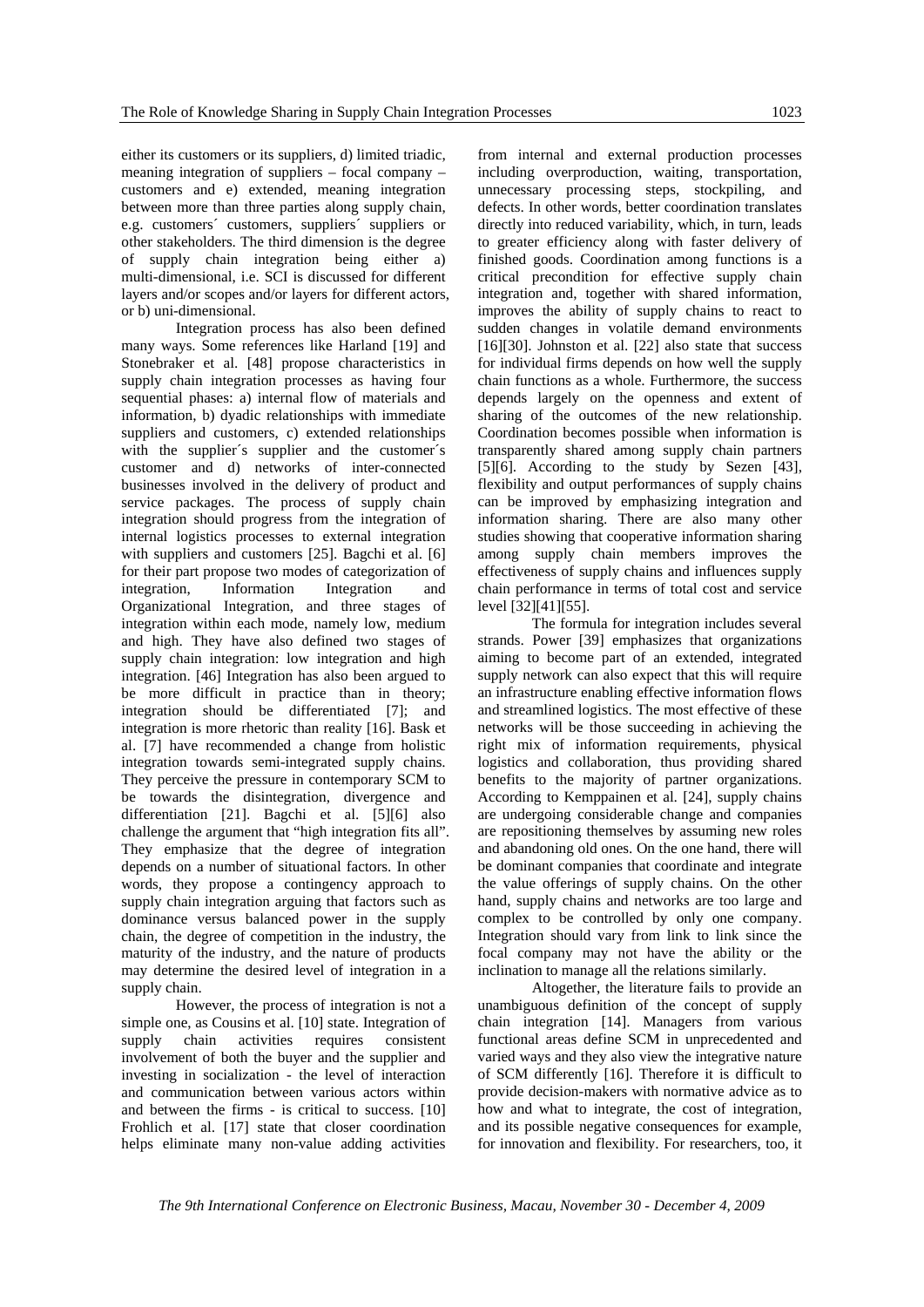either its customers or its suppliers, d) limited triadic, meaning integration of suppliers – focal company – customers and e) extended, meaning integration between more than three parties along supply chain, e.g. customers´ customers, suppliers´ suppliers or other stakeholders. The third dimension is the degree of supply chain integration being either a) multi-dimensional, i.e. SCI is discussed for different layers and/or scopes and/or layers for different actors, or b) uni-dimensional.

Integration process has also been defined many ways. Some references like Harland [19] and Stonebraker et al. [48] propose characteristics in supply chain integration processes as having four sequential phases: a) internal flow of materials and information, b) dyadic relationships with immediate suppliers and customers, c) extended relationships with the supplier´s supplier and the customer´s customer and d) networks of inter-connected businesses involved in the delivery of product and service packages. The process of supply chain integration should progress from the integration of internal logistics processes to external integration with suppliers and customers [25]. Bagchi et al. [6] for their part propose two modes of categorization of integration, Information Integration and Organizational Integration, and three stages of integration within each mode, namely low, medium and high. They have also defined two stages of supply chain integration: low integration and high integration. [46] Integration has also been argued to be more difficult in practice than in theory; integration should be differentiated [7]; and integration is more rhetoric than reality [16]. Bask et al. [7] have recommended a change from holistic integration towards semi-integrated supply chains. They perceive the pressure in contemporary SCM to be towards the disintegration, divergence and differentiation [21]. Bagchi et al. [5][6] also challenge the argument that "high integration fits all". They emphasize that the degree of integration depends on a number of situational factors. In other words, they propose a contingency approach to supply chain integration arguing that factors such as dominance versus balanced power in the supply chain, the degree of competition in the industry, the maturity of the industry, and the nature of products may determine the desired level of integration in a supply chain.

However, the process of integration is not a simple one, as Cousins et al. [10] state. Integration of supply chain activities requires consistent involvement of both the buyer and the supplier and investing in socialization - the level of interaction and communication between various actors within and between the firms - is critical to success. [10] Frohlich et al. [17] state that closer coordination helps eliminate many non-value adding activities from internal and external production processes including overproduction, waiting, transportation, unnecessary processing steps, stockpiling, and defects. In other words, better coordination translates directly into reduced variability, which, in turn, leads to greater efficiency along with faster delivery of finished goods. Coordination among functions is a critical precondition for effective supply chain integration and, together with shared information, improves the ability of supply chains to react to sudden changes in volatile demand environments [16][30]. Johnston et al. [22] also state that success for individual firms depends on how well the supply chain functions as a whole. Furthermore, the success depends largely on the openness and extent of sharing of the outcomes of the new relationship. Coordination becomes possible when information is transparently shared among supply chain partners [5][6]. According to the study by Sezen [43], flexibility and output performances of supply chains can be improved by emphasizing integration and information sharing. There are also many other studies showing that cooperative information sharing among supply chain members improves the effectiveness of supply chains and influences supply chain performance in terms of total cost and service level [32][41][55].

The formula for integration includes several strands. Power [39] emphasizes that organizations aiming to become part of an extended, integrated supply network can also expect that this will require an infrastructure enabling effective information flows and streamlined logistics. The most effective of these networks will be those succeeding in achieving the right mix of information requirements, physical logistics and collaboration, thus providing shared benefits to the majority of partner organizations. According to Kemppainen et al. [24], supply chains are undergoing considerable change and companies are repositioning themselves by assuming new roles and abandoning old ones. On the one hand, there will be dominant companies that coordinate and integrate the value offerings of supply chains. On the other hand, supply chains and networks are too large and complex to be controlled by only one company. Integration should vary from link to link since the focal company may not have the ability or the inclination to manage all the relations similarly.

Altogether, the literature fails to provide an unambiguous definition of the concept of supply chain integration [14]. Managers from various functional areas define SCM in unprecedented and varied ways and they also view the integrative nature of SCM differently [16]. Therefore it is difficult to provide decision-makers with normative advice as to how and what to integrate, the cost of integration, and its possible negative consequences for example, for innovation and flexibility. For researchers, too, it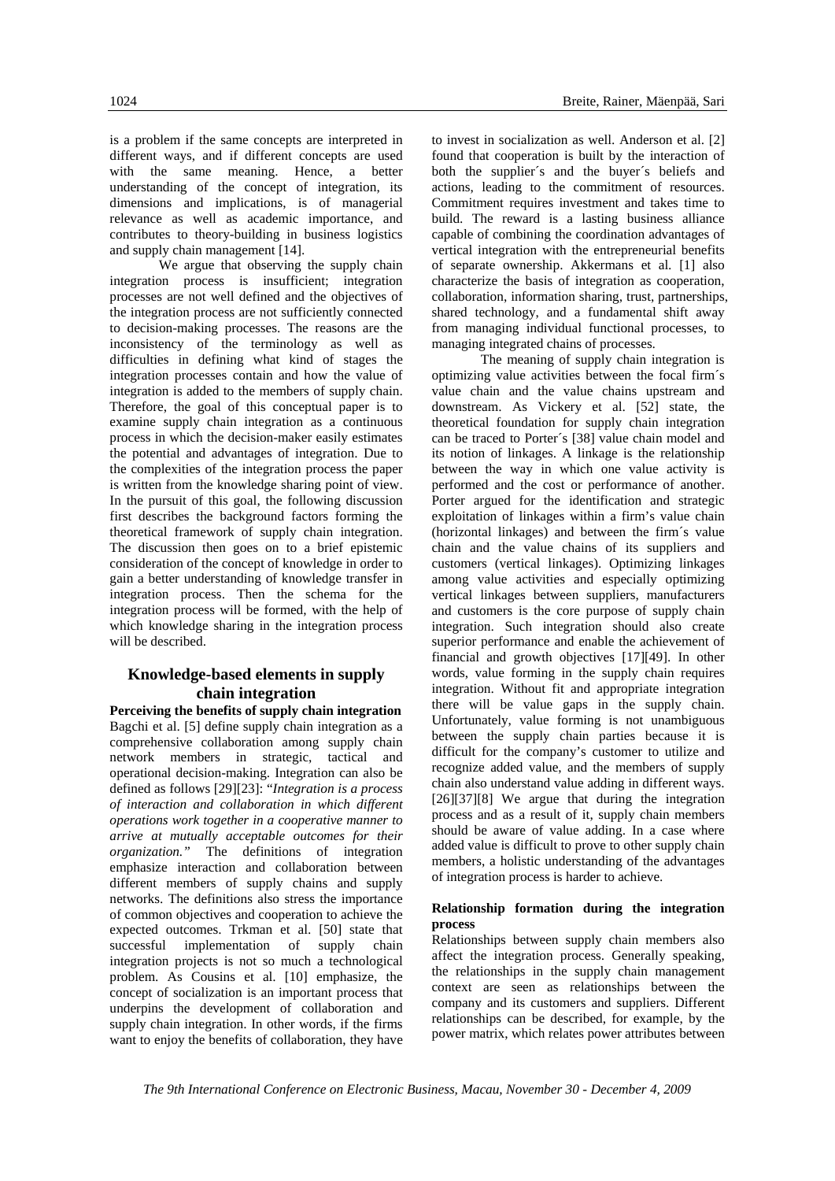is a problem if the same concepts are interpreted in different ways, and if different concepts are used with the same meaning. Hence, a better understanding of the concept of integration, its dimensions and implications, is of managerial relevance as well as academic importance, and contributes to theory-building in business logistics and supply chain management [14].

We argue that observing the supply chain integration process is insufficient; integration processes are not well defined and the objectives of the integration process are not sufficiently connected to decision-making processes. The reasons are the inconsistency of the terminology as well as difficulties in defining what kind of stages the integration processes contain and how the value of integration is added to the members of supply chain. Therefore, the goal of this conceptual paper is to examine supply chain integration as a continuous process in which the decision-maker easily estimates the potential and advantages of integration. Due to the complexities of the integration process the paper is written from the knowledge sharing point of view. In the pursuit of this goal, the following discussion first describes the background factors forming the theoretical framework of supply chain integration. The discussion then goes on to a brief epistemic consideration of the concept of knowledge in order to gain a better understanding of knowledge transfer in integration process. Then the schema for the integration process will be formed, with the help of which knowledge sharing in the integration process will be described.

## Knowledge-based elements in supply chain integration

**Perceiving the benefits of supply chain integration**

Bagchi et al. [5] define supply chain integration as a comprehensive collaboration among supply chain network members in strategic, tactical and operational decision-making. Integration can also be defined as follows [29][23]: "*Integration is a process of interaction and collaboration in which different operations work together in a cooperative manner to arrive at mutually acceptable outcomes for their organization."* The definitions of integration emphasize interaction and collaboration between different members of supply chains and supply networks. The definitions also stress the importance of common objectives and cooperation to achieve the expected outcomes. Trkman et al. [50] state that successful implementation of supply chain integration projects is not so much a technological problem. As Cousins et al. [10] emphasize, the concept of socialization is an important process that underpins the development of collaboration and supply chain integration. In other words, if the firms want to enjoy the benefits of collaboration, they have to invest in socialization as well. Anderson et al. [2] found that cooperation is built by the interaction of both the supplier´s and the buyer´s beliefs and actions, leading to the commitment of resources. Commitment requires investment and takes time to build. The reward is a lasting business alliance capable of combining the coordination advantages of vertical integration with the entrepreneurial benefits of separate ownership. Akkermans et al. [1] also characterize the basis of integration as cooperation, collaboration, information sharing, trust, partnerships, shared technology, and a fundamental shift away from managing individual functional processes, to managing integrated chains of processes.

The meaning of supply chain integration is optimizing value activities between the focal firm´s value chain and the value chains upstream and downstream. As Vickery et al. [52] state, the theoretical foundation for supply chain integration can be traced to Porter´s [38] value chain model and its notion of linkages. A linkage is the relationship between the way in which one value activity is performed and the cost or performance of another. Porter argued for the identification and strategic exploitation of linkages within a firm's value chain (horizontal linkages) and between the firm´s value chain and the value chains of its suppliers and customers (vertical linkages). Optimizing linkages among value activities and especially optimizing vertical linkages between suppliers, manufacturers and customers is the core purpose of supply chain integration. Such integration should also create superior performance and enable the achievement of financial and growth objectives [17][49]. In other words, value forming in the supply chain requires integration. Without fit and appropriate integration there will be value gaps in the supply chain. Unfortunately, value forming is not unambiguous between the supply chain parties because it is difficult for the company's customer to utilize and recognize added value, and the members of supply chain also understand value adding in different ways. [26][37][8] We argue that during the integration process and as a result of it, supply chain members should be aware of value adding. In a case where added value is difficult to prove to other supply chain members, a holistic understanding of the advantages of integration process is harder to achieve.

**Relationship formation during the integration process**

Relationships between supply chain members also affect the integration process. Generally speaking, the relationships in the supply chain management context are seen as relationships between the company and its customers and suppliers. Different relationships can be described, for example, by the power matrix, which relates power attributes between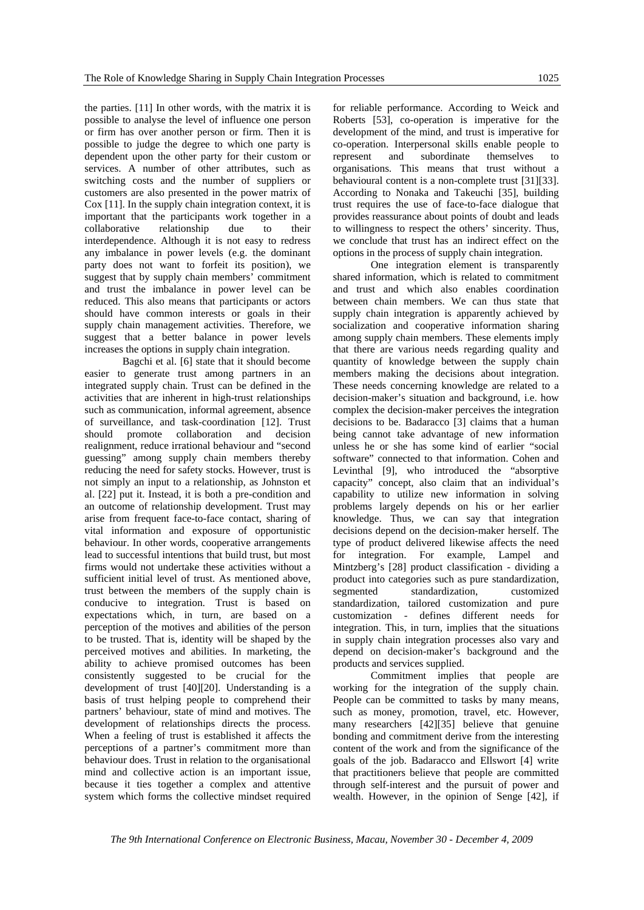the parties. [11] In other words, with the matrix it is possible to analyse the level of influence one person or firm has over another person or firm. Then it is possible to judge the degree to which one party is dependent upon the other party for their custom or services. A number of other attributes, such as switching costs and the number of suppliers or customers are also presented in the power matrix of Cox [11]. In the supply chain integration context, it is important that the participants work together in a collaborative relationship due to their interdependence. Although it is not easy to redress any imbalance in power levels (e.g. the dominant party does not want to forfeit its position), we suggest that by supply chain members' commitment and trust the imbalance in power level can be reduced. This also means that participants or actors should have common interests or goals in their supply chain management activities. Therefore, we suggest that a better balance in power levels increases the options in supply chain integration.

Bagchi et al. [6] state that it should become easier to generate trust among partners in an integrated supply chain. Trust can be defined in the activities that are inherent in high-trust relationships such as communication, informal agreement, absence of surveillance, and task-coordination [12]. Trust should promote collaboration and decision realignment, reduce irrational behaviour and "second guessing" among supply chain members thereby reducing the need for safety stocks. However, trust is not simply an input to a relationship, as Johnston et al. [22] put it. Instead, it is both a pre-condition and an outcome of relationship development. Trust may arise from frequent face-to-face contact, sharing of vital information and exposure of opportunistic behaviour. In other words, cooperative arrangements lead to successful intentions that build trust, but most firms would not undertake these activities without a sufficient initial level of trust. As mentioned above, trust between the members of the supply chain is conducive to integration. Trust is based on expectations which, in turn, are based on a perception of the motives and abilities of the person to be trusted. That is, identity will be shaped by the perceived motives and abilities. In marketing, the ability to achieve promised outcomes has been consistently suggested to be crucial for the development of trust [40][20]. Understanding is a basis of trust helping people to comprehend their partners' behaviour, state of mind and motives. The development of relationships directs the process. When a feeling of trust is established it affects the perceptions of a partner's commitment more than behaviour does. Trust in relation to the organisational mind and collective action is an important issue, because it ties together a complex and attentive system which forms the collective mindset required for reliable performance. According to Weick and Roberts [53], co-operation is imperative for the development of the mind, and trust is imperative for co-operation. Interpersonal skills enable people to represent and subordinate themselves to organisations. This means that trust without a behavioural content is a non-complete trust [31][33]. According to Nonaka and Takeuchi [35], building trust requires the use of face-to-face dialogue that provides reassurance about points of doubt and leads to willingness to respect the others' sincerity. Thus, we conclude that trust has an indirect effect on the options in the process of supply chain integration.

One integration element is transparently shared information, which is related to commitment and trust and which also enables coordination between chain members. We can thus state that supply chain integration is apparently achieved by socialization and cooperative information sharing among supply chain members. These elements imply that there are various needs regarding quality and quantity of knowledge between the supply chain members making the decisions about integration. These needs concerning knowledge are related to a decision-maker's situation and background, i.e. how complex the decision-maker perceives the integration decisions to be. Badaracco [3] claims that a human being cannot take advantage of new information unless he or she has some kind of earlier "social software" connected to that information. Cohen and Levinthal [9], who introduced the "absorptive capacity" concept, also claim that an individual's capability to utilize new information in solving problems largely depends on his or her earlier knowledge. Thus, we can say that integration decisions depend on the decision-maker herself. The type of product delivered likewise affects the need for integration. For example, Lampel and Mintzberg's [28] product classification - dividing a product into categories such as pure standardization, segmented standardization, customized standardization, tailored customization and pure customization - defines different needs for integration. This, in turn, implies that the situations in supply chain integration processes also vary and depend on decision-maker's background and the products and services supplied.

Commitment implies that people are working for the integration of the supply chain. People can be committed to tasks by many means, such as money, promotion, travel, etc. However, many researchers [42][35] believe that genuine bonding and commitment derive from the interesting content of the work and from the significance of the goals of the job. Badaracco and Ellswort [4] write that practitioners believe that people are committed through self-interest and the pursuit of power and wealth. However, in the opinion of Senge [42], if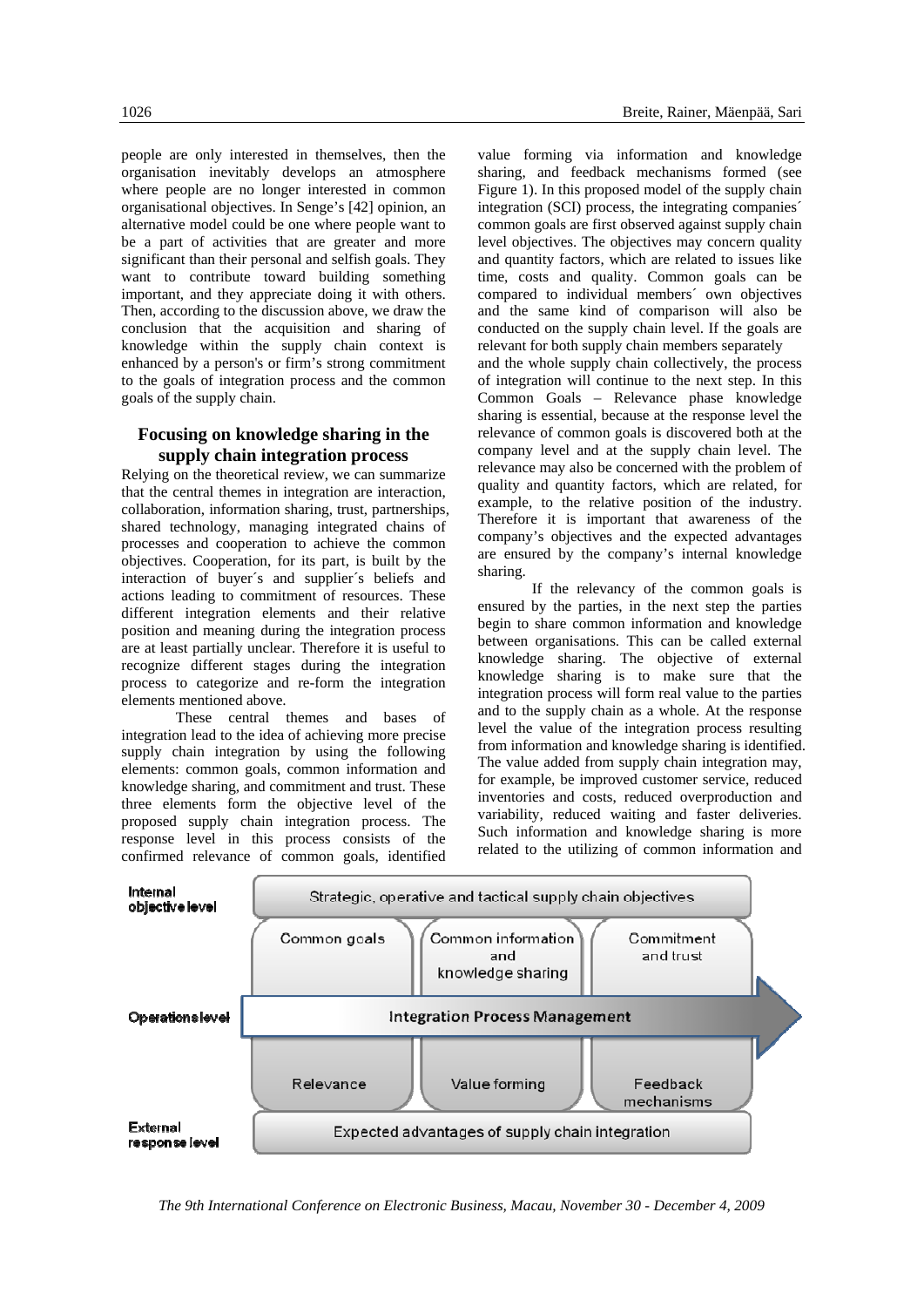people are only interested in themselves, then the organisation inevitably develops an atmosphere where people are no longer interested in common organisational objectives. In Senge's [42] opinion, an alternative model could be one where people want to be a part of activities that are greater and more significant than their personal and selfish goals. They want to contribute toward building something important, and they appreciate doing it with others. Then, according to the discussion above, we draw the conclusion that the acquisition and sharing of knowledge within the supply chain context is enhanced by a person's or firm's strong commitment to the goals of integration process and the common goals of the supply chain.

## Focusing on knowledge sharing in the supply chain integration process

Relying on the theoretical review, we can summarize that the central themes in integration are interaction, collaboration, information sharing, trust, partnerships, shared technology, managing integrated chains of processes and cooperation to achieve the common objectives. Cooperation, for its part, is built by the interaction of buyer´s and supplier´s beliefs and actions leading to commitment of resources. These different integration elements and their relative position and meaning during the integration process are at least partially unclear. Therefore it is useful to recognize different stages during the integration process to categorize and re-form the integration elements mentioned above.

These central themes and bases of integration lead to the idea of achieving more precise supply chain integration by using the following elements: common goals, common information and knowledge sharing, and commitment and trust. These three elements form the objective level of the proposed supply chain integration process. The response level in this process consists of the confirmed relevance of common goals, identified value forming via information and knowledge sharing, and feedback mechanisms formed (see Figure 1). In this proposed model of the supply chain integration (SCI) process, the integrating companies´ common goals are first observed against supply chain level objectives. The objectives may concern quality and quantity factors, which are related to issues like time, costs and quality. Common goals can be compared to individual members´ own objectives and the same kind of comparison will also be conducted on the supply chain level. If the goals are relevant for both supply chain members separately and the whole supply chain collectively, the process of integration will continue to the next step. In this Common Goals – Relevance phase knowledge sharing is essential, because at the response level the relevance of common goals is discovered both at the company level and at the supply chain level. The relevance may also be concerned with the problem of quality and quantity factors, which are related, for example, to the relative position of the industry. Therefore it is important that awareness of the company's objectives and the expected advantages are ensured by the company's internal knowledge sharing.

If the relevancy of the common goals is ensured by the parties, in the next step the parties begin to share common information and knowledge between organisations. This can be called external knowledge sharing. The objective of external knowledge sharing is to make sure that the integration process will form real value to the parties and to the supply chain as a whole. At the response level the value of the integration process resulting from information and knowledge sharing is identified. The value added from supply chain integration may, for example, be improved customer service, reduced inventories and costs, reduced overproduction and variability, reduced waiting and faster deliveries. Such information and knowledge sharing is more related to the utilizing of common information and

| | | | |
|---|---|---|---|
| Internal objective level | Strategic, operative and tactical supply chain objectives | | |
| | Common goals | Common information and knowledge sharing | Commitment and trust |
| Operations level | Integration Process Management | | |
| | Relevance | Value forming | Feedback mechanisms |
| External response level | Expected advantages of supply chain integration | | |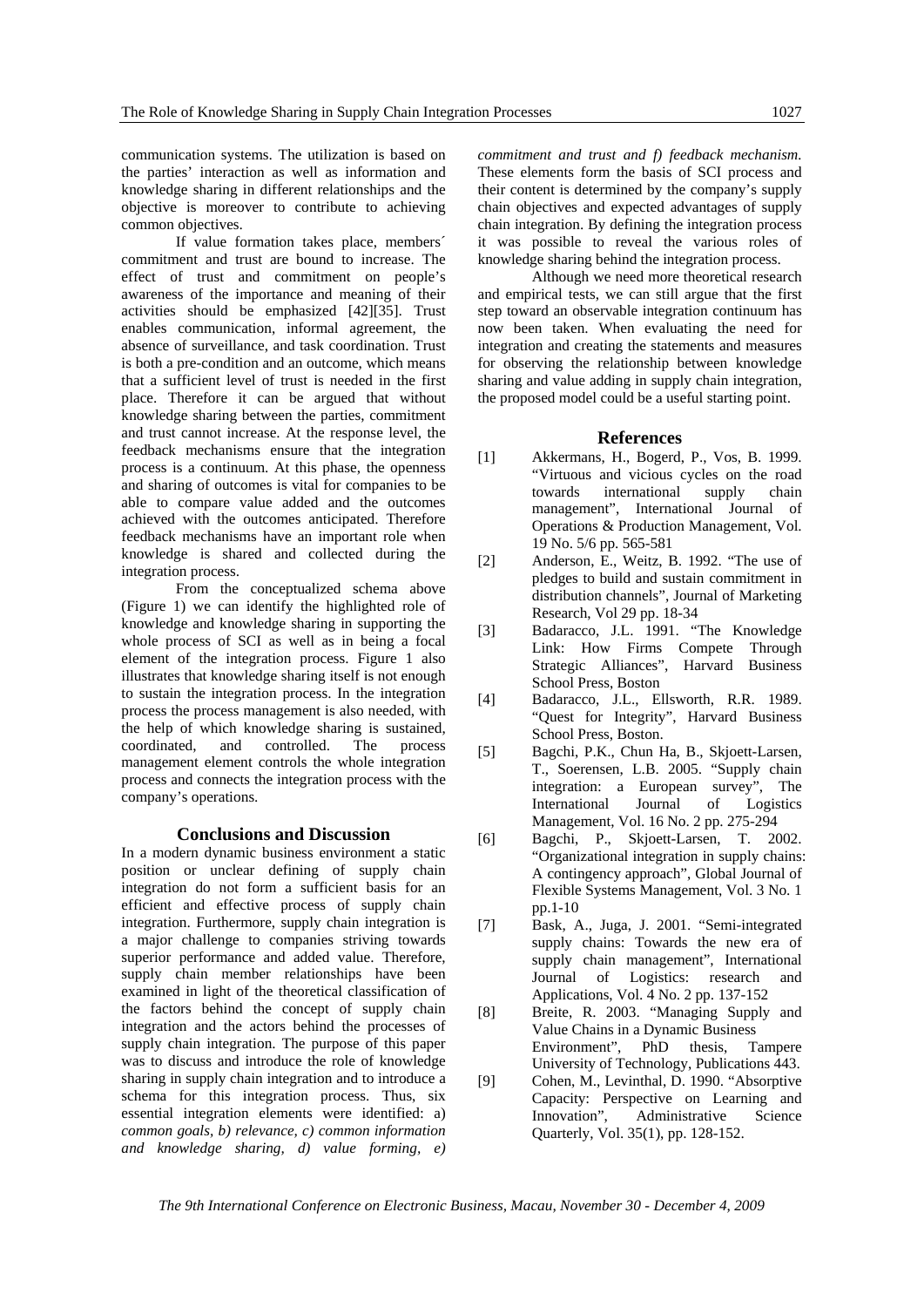communication systems. The utilization is based on the parties' interaction as well as information and knowledge sharing in different relationships and the objective is moreover to contribute to achieving common objectives.

If value formation takes place, members´ commitment and trust are bound to increase. The effect of trust and commitment on people's awareness of the importance and meaning of their activities should be emphasized [42][35]. Trust enables communication, informal agreement, the absence of surveillance, and task coordination. Trust is both a pre-condition and an outcome, which means that a sufficient level of trust is needed in the first place. Therefore it can be argued that without knowledge sharing between the parties, commitment and trust cannot increase. At the response level, the feedback mechanisms ensure that the integration process is a continuum. At this phase, the openness and sharing of outcomes is vital for companies to be able to compare value added and the outcomes achieved with the outcomes anticipated. Therefore feedback mechanisms have an important role when knowledge is shared and collected during the integration process.

From the conceptualized schema above (Figure 1) we can identify the highlighted role of knowledge and knowledge sharing in supporting the whole process of SCI as well as in being a focal element of the integration process. Figure 1 also illustrates that knowledge sharing itself is not enough to sustain the integration process. In the integration process the process management is also needed, with the help of which knowledge sharing is sustained, coordinated, and controlled. The process management element controls the whole integration process and connects the integration process with the company's operations.

## Conclusions and Discussion

In a modern dynamic business environment a static position or unclear defining of supply chain integration do not form a sufficient basis for an efficient and effective process of supply chain integration. Furthermore, supply chain integration is a major challenge to companies striving towards superior performance and added value. Therefore, supply chain member relationships have been examined in light of the theoretical classification of the factors behind the concept of supply chain integration and the actors behind the processes of supply chain integration. The purpose of this paper was to discuss and introduce the role of knowledge sharing in supply chain integration and to introduce a schema for this integration process. Thus, six essential integration elements were identified: a) *common goals, b) relevance, c) common information and knowledge sharing, d) value forming, e) commitment and trust and f) feedback mechanism.* These elements form the basis of SCI process and their content is determined by the company's supply chain objectives and expected advantages of supply chain integration. By defining the integration process it was possible to reveal the various roles of knowledge sharing behind the integration process.

Although we need more theoretical research and empirical tests, we can still argue that the first step toward an observable integration continuum has now been taken. When evaluating the need for integration and creating the statements and measures for observing the relationship between knowledge sharing and value adding in supply chain integration, the proposed model could be a useful starting point.

## References

[1] Akkermans, H., Bogerd, P., Vos, B. 1999. "Virtuous and vicious cycles on the road towards international supply chain management", International Journal of Operations & Production Management, Vol. 19 No. 5/6 pp. 565-581

[2] Anderson, E., Weitz, B. 1992. "The use of pledges to build and sustain commitment in distribution channels", Journal of Marketing Research, Vol 29 pp. 18-34

[3] Badaracco, J.L. 1991. "The Knowledge Link: How Firms Compete Through Strategic Alliances", Harvard Business School Press, Boston

[4] Badaracco, J.L., Ellsworth, R.R. 1989. "Quest for Integrity", Harvard Business School Press, Boston.

[5] Bagchi, P.K., Chun Ha, B., Skjoett-Larsen, T., Soerensen, L.B. 2005. "Supply chain integration: a European survey", The International Journal of Logistics Management, Vol. 16 No. 2 pp. 275-294

[6] Bagchi, P., Skjoett-Larsen, T. 2002. "Organizational integration in supply chains: A contingency approach", Global Journal of Flexible Systems Management, Vol. 3 No. 1 pp.1-10

[7] Bask, A., Juga, J. 2001. "Semi-integrated supply chains: Towards the new era of supply chain management", International Journal of Logistics: research and Applications, Vol. 4 No. 2 pp. 137-152

[8] Breite, R. 2003. "Managing Supply and Value Chains in a Dynamic Business Environment", PhD thesis, Tampere University of Technology, Publications 443.

[9] Cohen, M., Levinthal, D. 1990. "Absorptive Capacity: Perspective on Learning and Innovation", Administrative Science Quarterly, Vol. 35(1), pp. 128-152.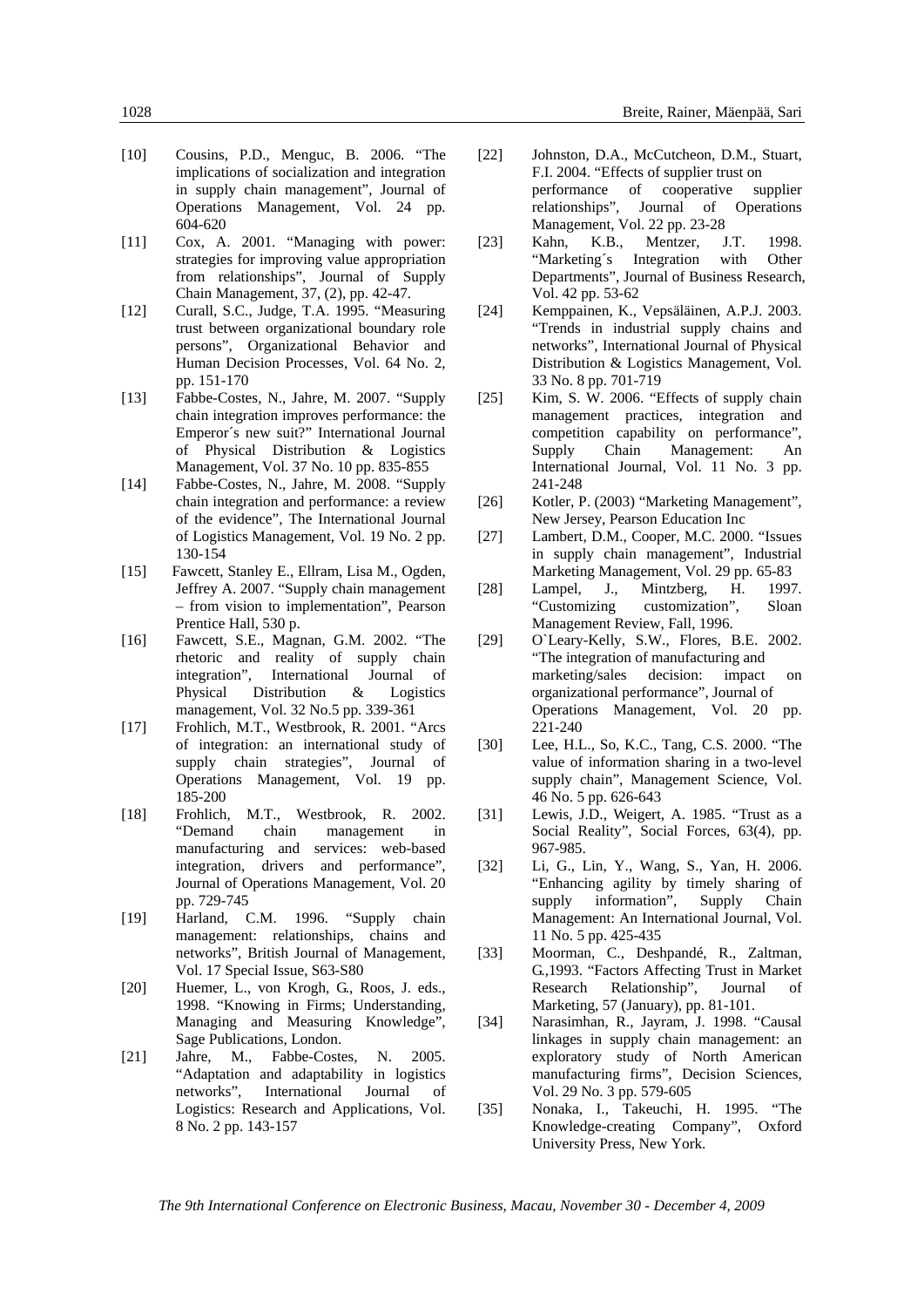[10] Cousins, P.D., Menguc, B. 2006. "The implications of socialization and integration in supply chain management", Journal of Operations Management, Vol. 24 pp. 604-620

[11] Cox, A. 2001. "Managing with power: strategies for improving value appropriation from relationships", Journal of Supply Chain Management, 37, (2), pp. 42-47.

[12] Curall, S.C., Judge, T.A. 1995. "Measuring trust between organizational boundary role persons", Organizational Behavior and Human Decision Processes, Vol. 64 No. 2, pp. 151-170

[13] Fabbe-Costes, N., Jahre, M. 2007. "Supply chain integration improves performance: the Emperor´s new suit?" International Journal of Physical Distribution & Logistics Management, Vol. 37 No. 10 pp. 835-855

[14] Fabbe-Costes, N., Jahre, M. 2008. "Supply chain integration and performance: a review of the evidence", The International Journal of Logistics Management, Vol. 19 No. 2 pp. 130-154

[15] Fawcett, Stanley E., Ellram, Lisa M., Ogden, Jeffrey A. 2007. "Supply chain management – from vision to implementation", Pearson Prentice Hall, 530 p.

[16] Fawcett, S.E., Magnan, G.M. 2002. "The rhetoric and reality of supply chain integration", International Journal of Physical Distribution & Logistics management, Vol. 32 No.5 pp. 339-361

[17] Frohlich, M.T., Westbrook, R. 2001. "Arcs of integration: an international study of supply chain strategies", Journal of Operations Management, Vol. 19 pp. 185-200

[18] Frohlich, M.T., Westbrook, R. 2002. "Demand chain management in manufacturing and services: web-based integration, drivers and performance", Journal of Operations Management, Vol. 20 pp. 729-745

[19] Harland, C.M. 1996. "Supply chain management: relationships, chains and networks", British Journal of Management, Vol. 17 Special Issue, S63-S80

[20] Huemer, L., von Krogh, G., Roos, J. eds., 1998. "Knowing in Firms; Understanding, Managing and Measuring Knowledge", Sage Publications, London.

[21] Jahre, M., Fabbe-Costes, N. 2005. "Adaptation and adaptability in logistics networks", International Journal of Logistics: Research and Applications, Vol. 8 No. 2 pp. 143-157

[22] Johnston, D.A., McCutcheon, D.M., Stuart, F.I. 2004. "Effects of supplier trust on performance of cooperative supplier relationships", Journal of Operations Management, Vol. 22 pp. 23-28

[23] Kahn, K.B., Mentzer, J.T. 1998. "Marketing´s Integration with Other Departments", Journal of Business Research, Vol. 42 pp. 53-62

[24] Kemppainen, K., Vepsäläinen, A.P.J. 2003. "Trends in industrial supply chains and networks", International Journal of Physical Distribution & Logistics Management, Vol. 33 No. 8 pp. 701-719

[25] Kim, S. W. 2006. "Effects of supply chain management practices, integration and competition capability on performance", Supply Chain Management: An International Journal, Vol. 11 No. 3 pp. 241-248

[26] Kotler, P. (2003) "Marketing Management", New Jersey, Pearson Education Inc

[27] Lambert, D.M., Cooper, M.C. 2000. "Issues in supply chain management", Industrial Marketing Management, Vol. 29 pp. 65-83

[28] Lampel, J., Mintzberg, H. 1997. "Customizing customization", Sloan Management Review, Fall, 1996.

[29] O`Leary-Kelly, S.W., Flores, B.E. 2002. "The integration of manufacturing and marketing/sales decision: impact on organizational performance", Journal of Operations Management, Vol. 20 pp. 221-240

[30] Lee, H.L., So, K.C., Tang, C.S. 2000. "The value of information sharing in a two-level supply chain", Management Science, Vol. 46 No. 5 pp. 626-643

[31] Lewis, J.D., Weigert, A. 1985. "Trust as a Social Reality", Social Forces, 63(4), pp. 967-985.

[32] Li, G., Lin, Y., Wang, S., Yan, H. 2006. "Enhancing agility by timely sharing of supply information", Supply Chain Management: An International Journal, Vol. 11 No. 5 pp. 425-435

[33] Moorman, C., Deshpandé, R., Zaltman, G.,1993. "Factors Affecting Trust in Market Research Relationship", Journal of Marketing, 57 (January), pp. 81-101.

[34] Narasimhan, R., Jayram, J. 1998. "Causal linkages in supply chain management: an exploratory study of North American manufacturing firms", Decision Sciences, Vol. 29 No. 3 pp. 579-605

[35] Nonaka, I., Takeuchi, H. 1995. "The Knowledge-creating Company", Oxford University Press, New York.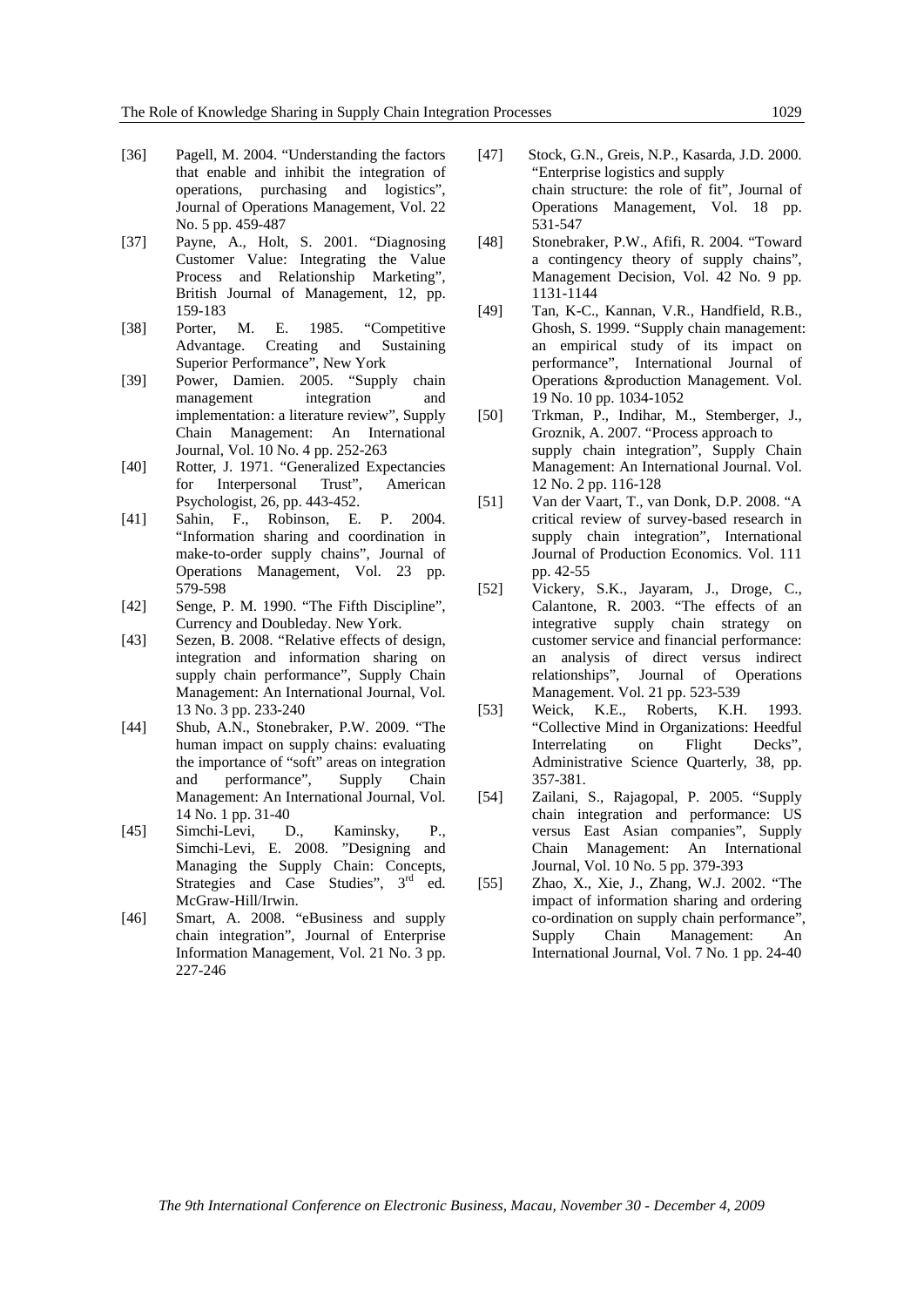[36] Pagell, M. 2004. "Understanding the factors that enable and inhibit the integration of operations, purchasing and logistics", Journal of Operations Management, Vol. 22 No. 5 pp. 459-487

[37] Payne, A., Holt, S. 2001. "Diagnosing Customer Value: Integrating the Value Process and Relationship Marketing", British Journal of Management, 12, pp. 159-183

[38] Porter, M. E. 1985. "Competitive Advantage. Creating and Sustaining Superior Performance", New York

[39] Power, Damien. 2005. "Supply chain management integration and implementation: a literature review", Supply Chain Management: An International Journal, Vol. 10 No. 4 pp. 252-263

[40] Rotter, J. 1971. "Generalized Expectancies for Interpersonal Trust", American Psychologist, 26, pp. 443-452.

[41] Sahin, F., Robinson, E. P. 2004. "Information sharing and coordination in make-to-order supply chains", Journal of Operations Management, Vol. 23 pp. 579-598

[42] Senge, P. M. 1990. "The Fifth Discipline", Currency and Doubleday. New York.

[43] Sezen, B. 2008. "Relative effects of design, integration and information sharing on supply chain performance", Supply Chain Management: An International Journal, Vol. 13 No. 3 pp. 233-240

[44] Shub, A.N., Stonebraker, P.W. 2009. "The human impact on supply chains: evaluating the importance of "soft" areas on integration and performance", Supply Chain Management: An International Journal, Vol. 14 No. 1 pp. 31-40

[45] Simchi-Levi, D., Kaminsky, P., Simchi-Levi, E. 2008. "Designing and Managing the Supply Chain: Concepts, Strategies and Case Studies", 3rd ed. McGraw-Hill/Irwin.

[46] Smart, A. 2008. "eBusiness and supply chain integration", Journal of Enterprise Information Management, Vol. 21 No. 3 pp. 227-246

[47] Stock, G.N., Greis, N.P., Kasarda, J.D. 2000. "Enterprise logistics and supply chain structure: the role of fit", Journal of Operations Management, Vol. 18 pp. 531-547

[48] Stonebraker, P.W., Afifi, R. 2004. "Toward a contingency theory of supply chains", Management Decision, Vol. 42 No. 9 pp. 1131-1144

[49] Tan, K-C., Kannan, V.R., Handfield, R.B., Ghosh, S. 1999. "Supply chain management: an empirical study of its impact on performance", International Journal of Operations &production Management. Vol. 19 No. 10 pp. 1034-1052

[50] Trkman, P., Indihar, M., Stemberger, J., Groznik, A. 2007. "Process approach to supply chain integration", Supply Chain Management: An International Journal. Vol. 12 No. 2 pp. 116-128

[51] Van der Vaart, T., van Donk, D.P. 2008. "A critical review of survey-based research in supply chain integration", International Journal of Production Economics. Vol. 111 pp. 42-55

[52] Vickery, S.K., Jayaram, J., Droge, C., Calantone, R. 2003. "The effects of an integrative supply chain strategy on customer service and financial performance: an analysis of direct versus indirect relationships", Journal of Operations Management. Vol. 21 pp. 523-539

[53] Weick, K.E., Roberts, K.H. 1993. "Collective Mind in Organizations: Heedful Interrelating on Flight Decks", Administrative Science Quarterly, 38, pp. 357-381.

[54] Zailani, S., Rajagopal, P. 2005. "Supply chain integration and performance: US versus East Asian companies", Supply Chain Management: An International Journal, Vol. 10 No. 5 pp. 379-393

[55] Zhao, X., Xie, J., Zhang, W.J. 2002. "The impact of information sharing and ordering co-ordination on supply chain performance", Supply Chain Management: An International Journal, Vol. 7 No. 1 pp. 24-40